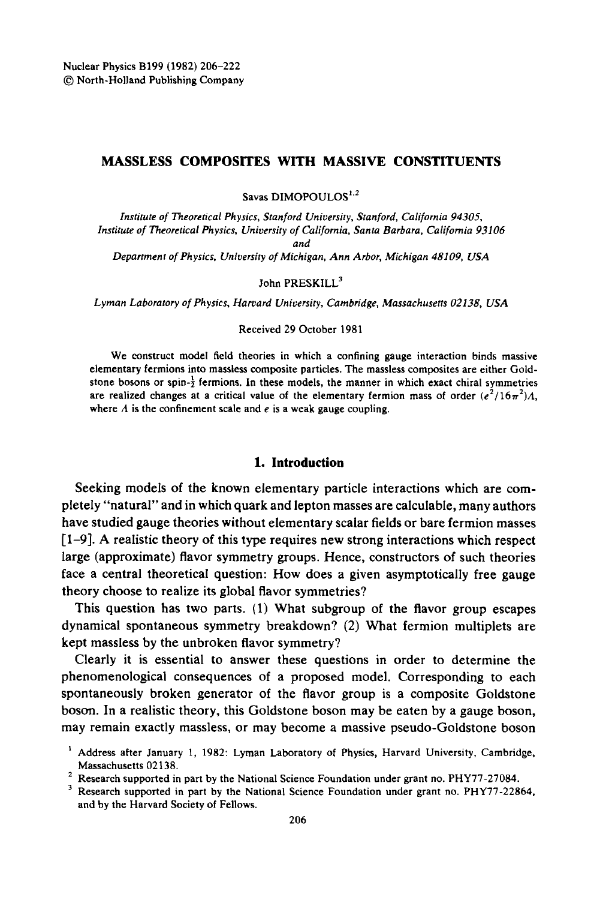# MASSLESS COMPOSITES WITH MASSIVE CONSTITUENTS

Savas DIMOPOULOS[1,2]

*Institute of Theoretical Physics, Stanford University, Stanford, California 94305,*
*Institute of Theoretical Physics, University of California, Santa Barbara, California 93106*
*and*
*Department of Physics, University of Michigan, Ann Arbor, Michigan 48109, USA*

John PRESKILL[3]

*Lyman Laboratory of Physics, Harvard University, Cambridge, Massachusetts 02138, USA*

Received 29 October 1981

We construct model field theories in which a confining gauge interaction binds massive elementary fermions into massless composite particles. The massless composites are either Goldstone bosons or spin-$\frac{1}{2}$ fermions. In these models, the manner in which exact chiral symmetries are realized changes at a critical value of the elementary fermion mass of order $(e^2/16\pi^2)\Lambda$, where $\Lambda$ is the confinement scale and $e$ is a weak gauge coupling.

## 1. Introduction

Seeking models of the known elementary particle interactions which are completely "natural" and in which quark and lepton masses are calculable, many authors have studied gauge theories without elementary scalar fields or bare fermion masses [1–9]. A realistic theory of this type requires new strong interactions which respect large (approximate) flavor symmetry groups. Hence, constructors of such theories face a central theoretical question: How does a given asymptotically free gauge theory choose to realize its global flavor symmetries?

This question has two parts. (1) What subgroup of the flavor group escapes dynamical spontaneous symmetry breakdown? (2) What fermion multiplets are kept massless by the unbroken flavor symmetry?

Clearly it is essential to answer these questions in order to determine the phenomenological consequences of a proposed model. Corresponding to each spontaneously broken generator of the flavor group is a composite Goldstone boson. In a realistic theory, this Goldstone boson may be eaten by a gauge boson, may remain exactly massless, or may become a massive pseudo-Goldstone boson

---

[1] Address after January 1, 1982: Lyman Laboratory of Physics, Harvard University, Cambridge, Massachusetts 02138.

[2] Research supported in part by the National Science Foundation under grant no. PHY77-27084.

[3] Research supported in part by the National Science Foundation under grant no. PHY77-22864, and by the Harvard Society of Fellows.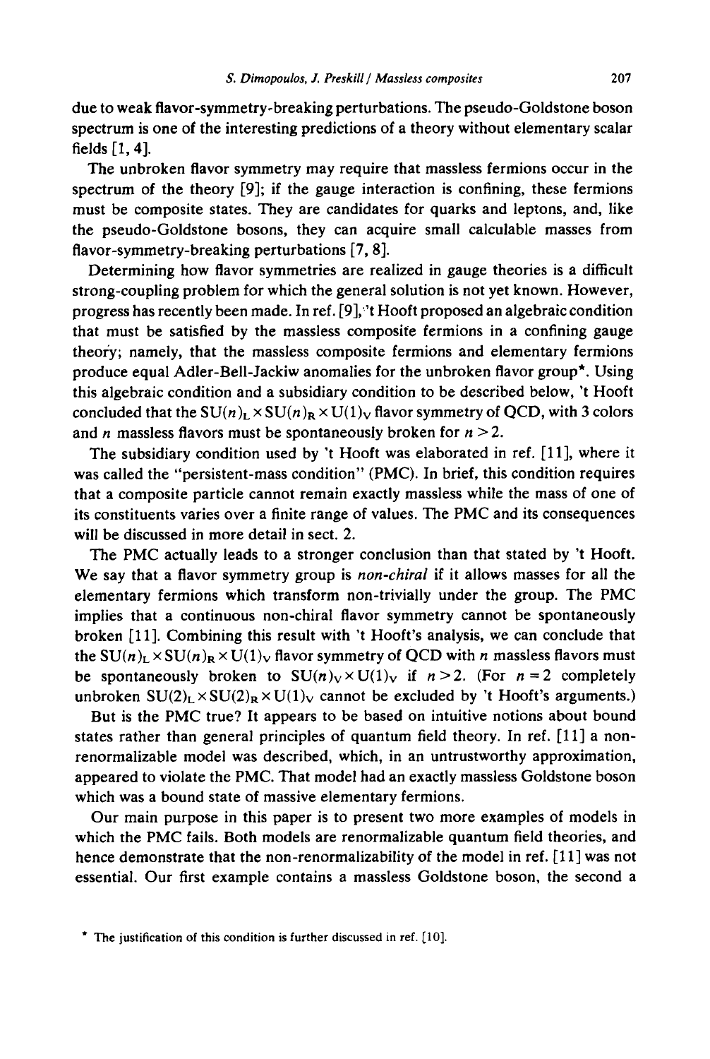due to weak flavor-symmetry-breaking perturbations. The pseudo-Goldstone boson spectrum is one of the interesting predictions of a theory without elementary scalar fields [1, 4].

The unbroken flavor symmetry may require that massless fermions occur in the spectrum of the theory [9]; if the gauge interaction is confining, these fermions must be composite states. They are candidates for quarks and leptons, and, like the pseudo-Goldstone bosons, they can acquire small calculable masses from flavor-symmetry-breaking perturbations [7, 8].

Determining how flavor symmetries are realized in gauge theories is a difficult strong-coupling problem for which the general solution is not yet known. However, progress has recently been made. In ref. [9], 't Hooft proposed an algebraic condition that must be satisfied by the massless composite fermions in a confining gauge theory; namely, that the massless composite fermions and elementary fermions produce equal Adler-Bell-Jackiw anomalies for the unbroken flavor group*. Using this algebraic condition and a subsidiary condition to be described below, 't Hooft concluded that the $SU(n)_L \times SU(n)_R \times U(1)_V$ flavor symmetry of QCD, with 3 colors and $n$ massless flavors must be spontaneously broken for $n > 2$.

The subsidiary condition used by 't Hooft was elaborated in ref. [11], where it was called the "persistent-mass condition" (PMC). In brief, this condition requires that a composite particle cannot remain exactly massless while the mass of one of its constituents varies over a finite range of values. The PMC and its consequences will be discussed in more detail in sect. 2.

The PMC actually leads to a stronger conclusion than that stated by 't Hooft. We say that a flavor symmetry group is *non-chiral* if it allows masses for all the elementary fermions which transform non-trivially under the group. The PMC implies that a continuous non-chiral flavor symmetry cannot be spontaneously broken [11]. Combining this result with 't Hooft's analysis, we can conclude that the $SU(n)_L \times SU(n)_R \times U(1)_V$ flavor symmetry of QCD with $n$ massless flavors must be spontaneously broken to $SU(n)_V \times U(1)_V$ if $n > 2$. (For $n = 2$ completely unbroken $SU(2)_L \times SU(2)_R \times U(1)_V$ cannot be excluded by 't Hooft's arguments.)

But is the PMC true? It appears to be based on intuitive notions about bound states rather than general principles of quantum field theory. In ref. [11] a non-renormalizable model was described, which, in an untrustworthy approximation, appeared to violate the PMC. That model had an exactly massless Goldstone boson which was a bound state of massive elementary fermions.

Our main purpose in this paper is to present two more examples of models in which the PMC fails. Both models are renormalizable quantum field theories, and hence demonstrate that the non-renormalizability of the model in ref. [11] was not essential. Our first example contains a massless Goldstone boson, the second a

* The justification of this condition is further discussed in ref. [10].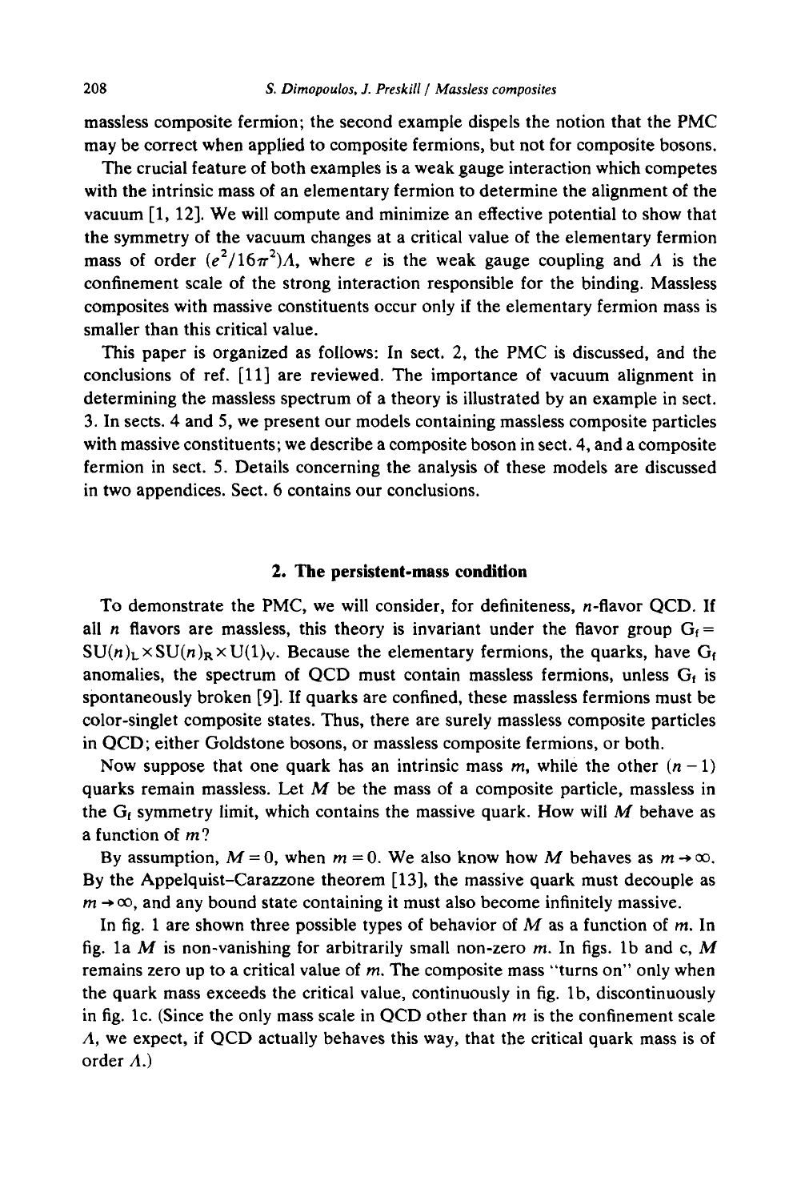massless composite fermion; the second example dispels the notion that the PMC may be correct when applied to composite fermions, but not for composite bosons.

The crucial feature of both examples is a weak gauge interaction which competes with the intrinsic mass of an elementary fermion to determine the alignment of the vacuum [1, 12]. We will compute and minimize an effective potential to show that the symmetry of the vacuum changes at a critical value of the elementary fermion mass of order $(e^2/16\pi^2)\Lambda$, where $e$ is the weak gauge coupling and $\Lambda$ is the confinement scale of the strong interaction responsible for the binding. Massless composites with massive constituents occur only if the elementary fermion mass is smaller than this critical value.

This paper is organized as follows: In sect. 2, the PMC is discussed, and the conclusions of ref. [11] are reviewed. The importance of vacuum alignment in determining the massless spectrum of a theory is illustrated by an example in sect. 3. In sects. 4 and 5, we present our models containing massless composite particles with massive constituents; we describe a composite boson in sect. 4, and a composite fermion in sect. 5. Details concerning the analysis of these models are discussed in two appendices. Sect. 6 contains our conclusions.

## 2. The persistent-mass condition

To demonstrate the PMC, we will consider, for definiteness, $n$-flavor QCD. If all $n$ flavors are massless, this theory is invariant under the flavor group $G_f = SU(n)_L \times SU(n)_R \times U(1)_V$. Because the elementary fermions, the quarks, have $G_f$ anomalies, the spectrum of QCD must contain massless fermions, unless $G_f$ is spontaneously broken [9]. If quarks are confined, these massless fermions must be color-singlet composite states. Thus, there are surely massless composite particles in QCD; either Goldstone bosons, or massless composite fermions, or both.

Now suppose that one quark has an intrinsic mass $m$, while the other $(n-1)$ quarks remain massless. Let $M$ be the mass of a composite particle, massless in the $G_f$ symmetry limit, which contains the massive quark. How will $M$ behave as a function of $m$?

By assumption, $M = 0$, when $m = 0$. We also know how $M$ behaves as $m \to \infty$. By the Appelquist–Carazzone theorem [13], the massive quark must decouple as $m \to \infty$, and any bound state containing it must also become infinitely massive.

In fig. 1 are shown three possible types of behavior of $M$ as a function of $m$. In fig. 1a $M$ is non-vanishing for arbitrarily small non-zero $m$. In figs. 1b and c, $M$ remains zero up to a critical value of $m$. The composite mass "turns on" only when the quark mass exceeds the critical value, continuously in fig. 1b, discontinuously in fig. 1c. (Since the only mass scale in QCD other than $m$ is the confinement scale $\Lambda$, we expect, if QCD actually behaves this way, that the critical quark mass is of order $\Lambda$.)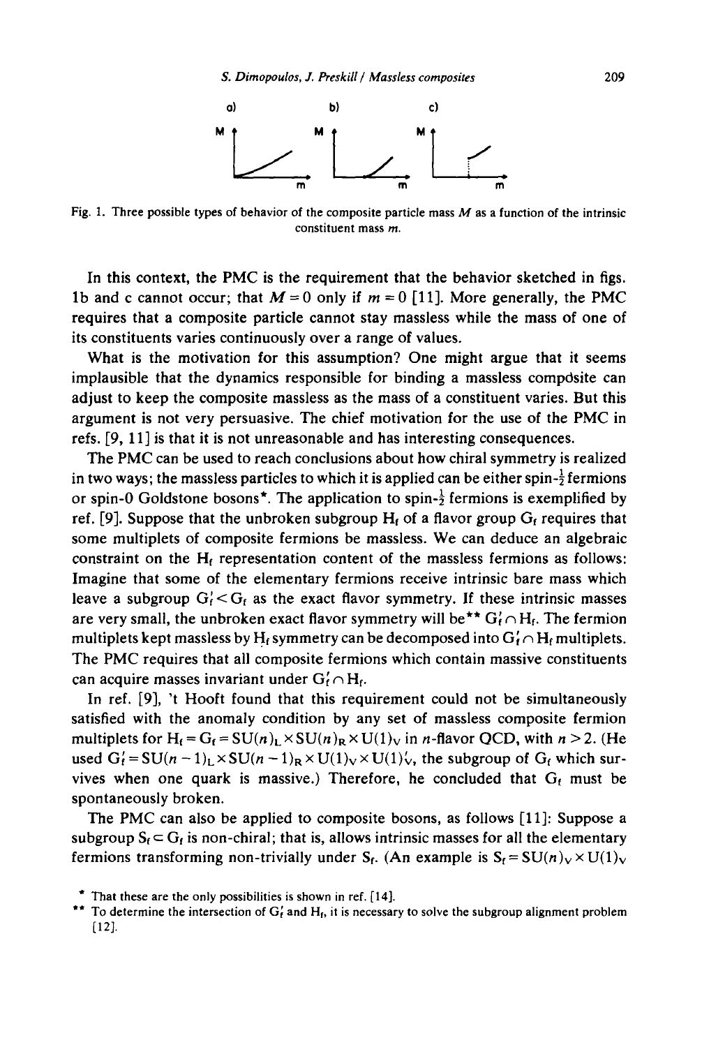Fig. 1. Three possible types of behavior of the composite particle mass $M$ as a function of the intrinsic constituent mass $m$.

In this context, the PMC is the requirement that the behavior sketched in figs. 1b and c cannot occur; that $M=0$ only if $m=0$ [11]. More generally, the PMC requires that a composite particle cannot stay massless while the mass of one of its constituents varies continuously over a range of values.

What is the motivation for this assumption? One might argue that it seems implausible that the dynamics responsible for binding a massless composite can adjust to keep the composite massless as the mass of a constituent varies. But this argument is not very persuasive. The chief motivation for the use of the PMC in refs. [9, 11] is that it is not unreasonable and has interesting consequences.

The PMC can be used to reach conclusions about how chiral symmetry is realized in two ways; the massless particles to which it is applied can be either spin-$\frac{1}{2}$ fermions or spin-0 Goldstone bosons*. The application to spin-$\frac{1}{2}$ fermions is exemplified by ref. [9]. Suppose that the unbroken subgroup $H_f$ of a flavor group $G_f$ requires that some multiplets of composite fermions be massless. We can deduce an algebraic constraint on the $H_f$ representation content of the massless fermions as follows: Imagine that some of the elementary fermions receive intrinsic bare mass which leave a subgroup $G_f' < G_f$ as the exact flavor symmetry. If these intrinsic masses are very small, the unbroken exact flavor symmetry will be** $G_f' \cap H_f$. The fermion multiplets kept massless by $H_f$ symmetry can be decomposed into $G_f' \cap H_f$ multiplets. The PMC requires that all composite fermions which contain massive constituents can acquire masses invariant under $G_f' \cap H_f$.

In ref. [9], 't Hooft found that this requirement could not be simultaneously satisfied with the anomaly condition by any set of massless composite fermion multiplets for $H_f = G_f = SU(n)_L \times SU(n)_R \times U(1)_V$ in $n$-flavor QCD, with $n > 2$. (He used $G_f' = SU(n-1)_L \times SU(n-1)_R \times U(1)_V \times U(1)_V'$, the subgroup of $G_f$ which survives when one quark is massive.) Therefore, he concluded that $G_f$ must be spontaneously broken.

The PMC can also be applied to composite bosons, as follows [11]: Suppose a subgroup $S_f \subset G_f$ is non-chiral; that is, allows intrinsic masses for all the elementary fermions transforming non-trivially under $S_f$. (An example is $S_f = SU(n)_V \times U(1)_V$

* That these are the only possibilities is shown in ref. [14].

** To determine the intersection of $G_f'$ and $H_f$, it is necessary to solve the subgroup alignment problem [12].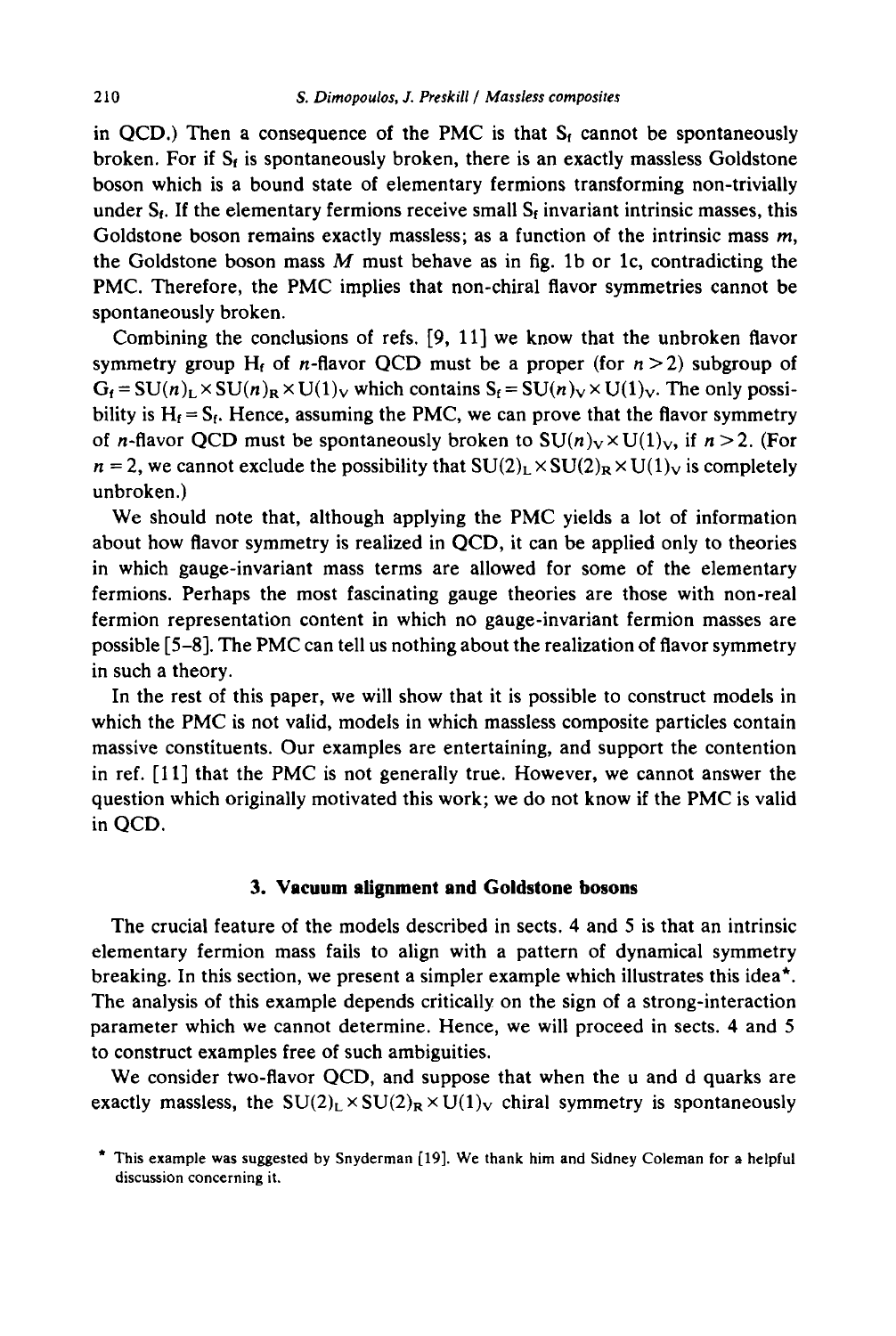in QCD.) Then a consequence of the PMC is that $S_f$ cannot be spontaneously broken. For if $S_f$ is spontaneously broken, there is an exactly massless Goldstone boson which is a bound state of elementary fermions transforming non-trivially under $S_f$. If the elementary fermions receive small $S_f$ invariant intrinsic masses, this Goldstone boson remains exactly massless; as a function of the intrinsic mass $m$, the Goldstone boson mass $M$ must behave as in fig. 1b or 1c, contradicting the PMC. Therefore, the PMC implies that non-chiral flavor symmetries cannot be spontaneously broken.

Combining the conclusions of refs. [9, 11] we know that the unbroken flavor symmetry group $H_f$ of $n$-flavor QCD must be a proper (for $n > 2$) subgroup of $G_f = SU(n)_L \times SU(n)_R \times U(1)_V$ which contains $S_f = SU(n)_V \times U(1)_V$. The only possibility is $H_f = S_f$. Hence, assuming the PMC, we can prove that the flavor symmetry of $n$-flavor QCD must be spontaneously broken to $SU(n)_V \times U(1)_V$, if $n > 2$. (For $n = 2$, we cannot exclude the possibility that $SU(2)_L \times SU(2)_R \times U(1)_V$ is completely unbroken.)

We should note that, although applying the PMC yields a lot of information about how flavor symmetry is realized in QCD, it can be applied only to theories in which gauge-invariant mass terms are allowed for some of the elementary fermions. Perhaps the most fascinating gauge theories are those with non-real fermion representation content in which no gauge-invariant fermion masses are possible [5–8]. The PMC can tell us nothing about the realization of flavor symmetry in such a theory.

In the rest of this paper, we will show that it is possible to construct models in which the PMC is not valid, models in which massless composite particles contain massive constituents. Our examples are entertaining, and support the contention in ref. [11] that the PMC is not generally true. However, we cannot answer the question which originally motivated this work; we do not know if the PMC is valid in QCD.

## 3. Vacuum alignment and Goldstone bosons

The crucial feature of the models described in sects. 4 and 5 is that an intrinsic elementary fermion mass fails to align with a pattern of dynamical symmetry breaking. In this section, we present a simpler example which illustrates this idea*. The analysis of this example depends critically on the sign of a strong-interaction parameter which we cannot determine. Hence, we will proceed in sects. 4 and 5 to construct examples free of such ambiguities.

We consider two-flavor QCD, and suppose that when the u and d quarks are exactly massless, the $SU(2)_L \times SU(2)_R \times U(1)_V$ chiral symmetry is spontaneously

* This example was suggested by Snyderman [19]. We thank him and Sidney Coleman for a helpful discussion concerning it.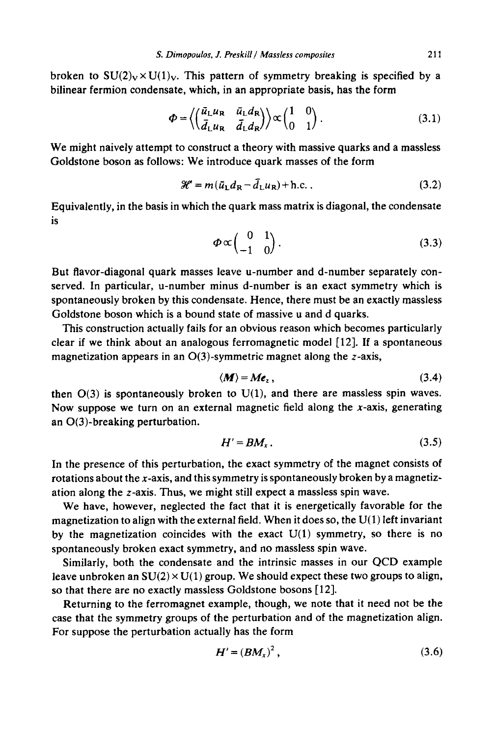broken to $SU(2)_V \times U(1)_V$. This pattern of symmetry breaking is specified by a bilinear fermion condensate, which, in an appropriate basis, has the form

$$\Phi = \left\langle \begin{pmatrix} \bar{u}_L u_R & \bar{u}_L d_R \\ \bar{d}_L u_R & \bar{d}_L d_R \end{pmatrix} \right\rangle \propto \begin{pmatrix} 1 & 0 \\ 0 & 1 \end{pmatrix}. \tag{3.1}$$

We might naively attempt to construct a theory with massive quarks and a massless Goldstone boson as follows: We introduce quark masses of the form

$$\mathcal{H}' = m(\bar{u}_L d_R - \bar{d}_L u_R) + \text{h.c.}. \tag{3.2}$$

Equivalently, in the basis in which the quark mass matrix is diagonal, the condensate is

$$\Phi \propto \begin{pmatrix} 0 & 1 \\ -1 & 0 \end{pmatrix}. \tag{3.3}$$

But flavor-diagonal quark masses leave u-number and d-number separately conserved. In particular, u-number minus d-number is an exact symmetry which is spontaneously broken by this condensate. Hence, there must be an exactly massless Goldstone boson which is a bound state of massive u and d quarks.

This construction actually fails for an obvious reason which becomes particularly clear if we think about an analogous ferromagnetic model [12]. If a spontaneous magnetization appears in an O(3)-symmetric magnet along the $z$-axis,

$$\langle \boldsymbol{M} \rangle = M\boldsymbol{e}_z, \tag{3.4}$$

then O(3) is spontaneously broken to U(1), and there are massless spin waves. Now suppose we turn on an external magnetic field along the $x$-axis, generating an O(3)-breaking perturbation.

$$H' = BM_x. \tag{3.5}$$

In the presence of this perturbation, the exact symmetry of the magnet consists of rotations about the $x$-axis, and this symmetry is spontaneously broken by a magnetization along the $z$-axis. Thus, we might still expect a massless spin wave.

We have, however, neglected the fact that it is energetically favorable for the magnetization to align with the external field. When it does so, the U(1) left invariant by the magnetization coincides with the exact U(1) symmetry, so there is no spontaneously broken exact symmetry, and no massless spin wave.

Similarly, both the condensate and the intrinsic masses in our QCD example leave unbroken an $SU(2) \times U(1)$ group. We should expect these two groups to align, so that there are no exactly massless Goldstone bosons [12].

Returning to the ferromagnet example, though, we note that it need not be the case that the symmetry groups of the perturbation and of the magnetization align. For suppose the perturbation actually has the form

$$H' = (BM_x)^2, \tag{3.6}$$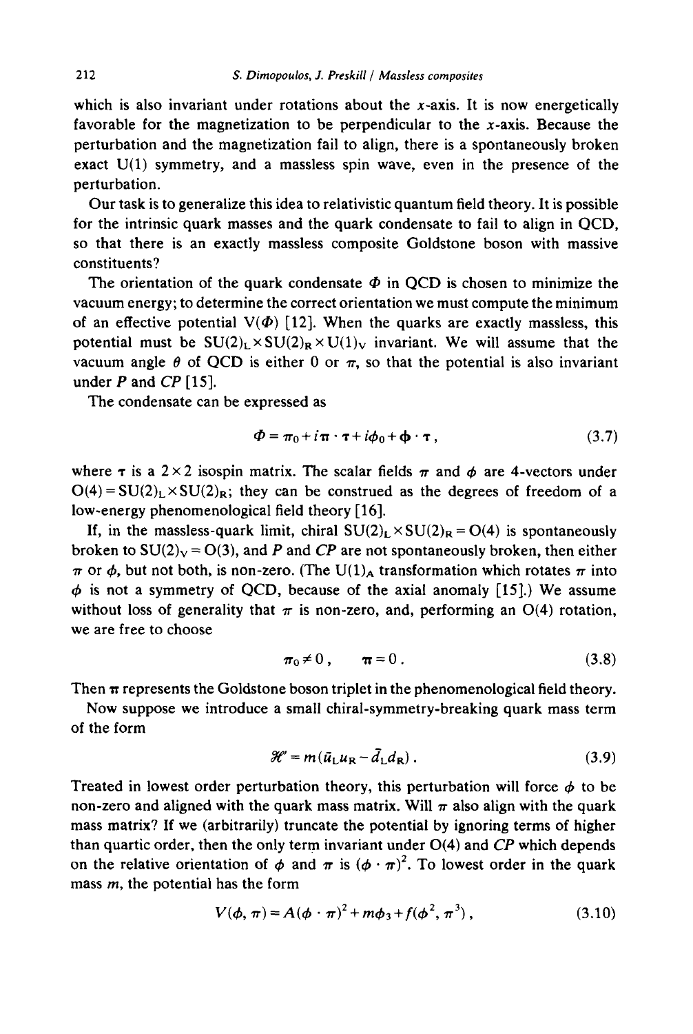which is also invariant under rotations about the $x$-axis. It is now energetically favorable for the magnetization to be perpendicular to the $x$-axis. Because the perturbation and the magnetization fail to align, there is a spontaneously broken exact U(1) symmetry, and a massless spin wave, even in the presence of the perturbation.

Our task is to generalize this idea to relativistic quantum field theory. It is possible for the intrinsic quark masses and the quark condensate to fail to align in QCD, so that there is an exactly massless composite Goldstone boson with massive constituents?

The orientation of the quark condensate $\Phi$ in QCD is chosen to minimize the vacuum energy; to determine the correct orientation we must compute the minimum of an effective potential $V(\Phi)$ [12]. When the quarks are exactly massless, this potential must be $SU(2)_L \times SU(2)_R \times U(1)_V$ invariant. We will assume that the vacuum angle $\theta$ of QCD is either 0 or $\pi$, so that the potential is also invariant under $P$ and $CP$ [15].

The condensate can be expressed as

$$\Phi = \pi_0 + i\boldsymbol{\pi} \cdot \boldsymbol{\tau} + i\phi_0 + \boldsymbol{\phi} \cdot \boldsymbol{\tau}, \tag{3.7}$$

where $\boldsymbol{\tau}$ is a $2 \times 2$ isospin matrix. The scalar fields $\pi$ and $\phi$ are 4-vectors under $O(4) = SU(2)_L \times SU(2)_R$; they can be construed as the degrees of freedom of a low-energy phenomenological field theory [16].

If, in the massless-quark limit, chiral $SU(2)_L \times SU(2)_R = O(4)$ is spontaneously broken to $SU(2)_V = O(3)$, and $P$ and $CP$ are not spontaneously broken, then either $\pi$ or $\phi$, but not both, is non-zero. (The $U(1)_A$ transformation which rotates $\pi$ into $\phi$ is not a symmetry of QCD, because of the axial anomaly [15].) We assume without loss of generality that $\pi$ is non-zero, and, performing an O(4) rotation, we are free to choose

$$\pi_0 \neq 0, \qquad \boldsymbol{\pi} = 0. \tag{3.8}$$

Then $\boldsymbol{\pi}$ represents the Goldstone boson triplet in the phenomenological field theory.

Now suppose we introduce a small chiral-symmetry-breaking quark mass term of the form

$$\mathcal{H}' = m(\bar{u}_L u_R - \bar{d}_L d_R). \tag{3.9}$$

Treated in lowest order perturbation theory, this perturbation will force $\phi$ to be non-zero and aligned with the quark mass matrix. Will $\pi$ also align with the quark mass matrix? If we (arbitrarily) truncate the potential by ignoring terms of higher than quartic order, then the only term invariant under O(4) and $CP$ which depends on the relative orientation of $\phi$ and $\pi$ is $(\phi \cdot \pi)^2$. To lowest order in the quark mass $m$, the potential has the form

$$V(\phi, \pi) = A(\phi \cdot \pi)^2 + m\phi_3 + f(\phi^2, \pi^3), \tag{3.10}$$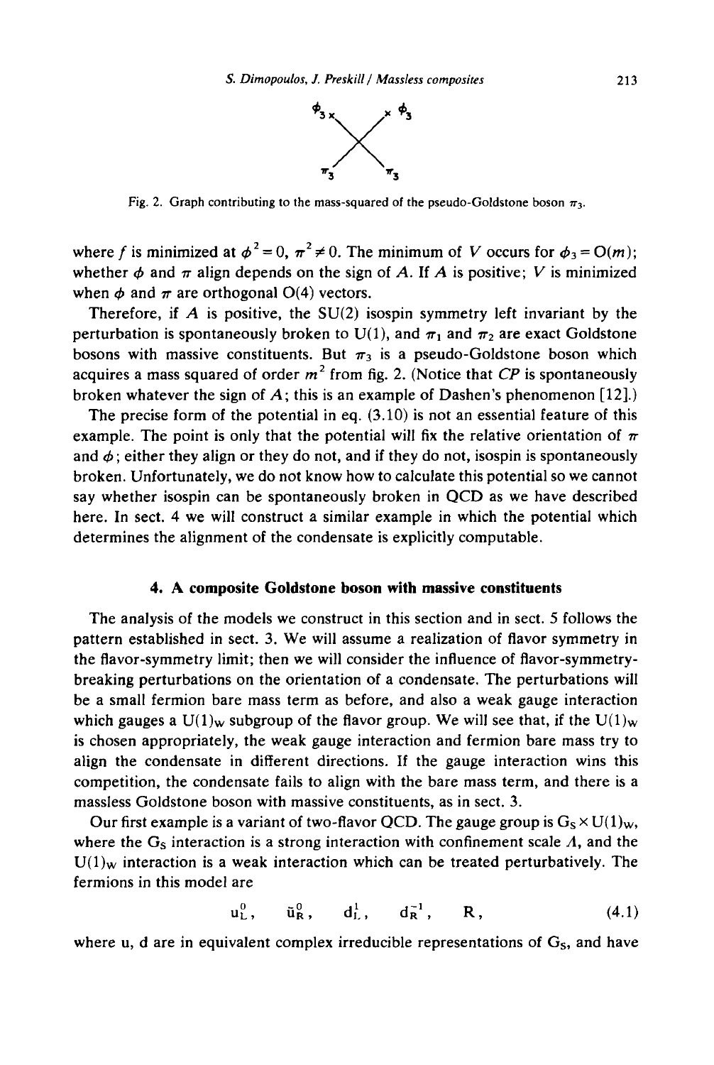Fig. 2. Graph contributing to the mass-squared of the pseudo-Goldstone boson $\pi_3$.

where $f$ is minimized at $\phi^2 = 0$, $\pi^2 \neq 0$. The minimum of $V$ occurs for $\phi_3 = O(m)$; whether $\phi$ and $\pi$ align depends on the sign of $A$. If $A$ is positive; $V$ is minimized when $\phi$ and $\pi$ are orthogonal O(4) vectors.

Therefore, if $A$ is positive, the SU(2) isospin symmetry left invariant by the perturbation is spontaneously broken to U(1), and $\pi_1$ and $\pi_2$ are exact Goldstone bosons with massive constituents. But $\pi_3$ is a pseudo-Goldstone boson which acquires a mass squared of order $m^2$ from fig. 2. (Notice that $CP$ is spontaneously broken whatever the sign of $A$; this is an example of Dashen's phenomenon [12].)

The precise form of the potential in eq. (3.10) is not an essential feature of this example. The point is only that the potential will fix the relative orientation of $\pi$ and $\phi$; either they align or they do not, and if they do not, isospin is spontaneously broken. Unfortunately, we do not know how to calculate this potential so we cannot say whether isospin can be spontaneously broken in QCD as we have described here. In sect. 4 we will construct a similar example in which the potential which determines the alignment of the condensate is explicitly computable.

## 4. A composite Goldstone boson with massive constituents

The analysis of the models we construct in this section and in sect. 5 follows the pattern established in sect. 3. We will assume a realization of flavor symmetry in the flavor-symmetry limit; then we will consider the influence of flavor-symmetry-breaking perturbations on the orientation of a condensate. The perturbations will be a small fermion bare mass term as before, and also a weak gauge interaction which gauges a $U(1)_W$ subgroup of the flavor group. We will see that, if the $U(1)_W$ is chosen appropriately, the weak gauge interaction and fermion bare mass try to align the condensate in different directions. If the gauge interaction wins this competition, the condensate fails to align with the bare mass term, and there is a massless Goldstone boson with massive constituents, as in sect. 3.

Our first example is a variant of two-flavor QCD. The gauge group is $G_S \times U(1)_W$, where the $G_S$ interaction is a strong interaction with confinement scale $\Lambda$, and the $U(1)_W$ interaction is a weak interaction which can be treated perturbatively. The fermions in this model are

$$u_L^0, \quad \bar{u}_R^0, \quad d_L^1, \quad d_R^{-1}, \quad R, \tag{4.1}$$

where u, d are in equivalent complex irreducible representations of $G_S$, and have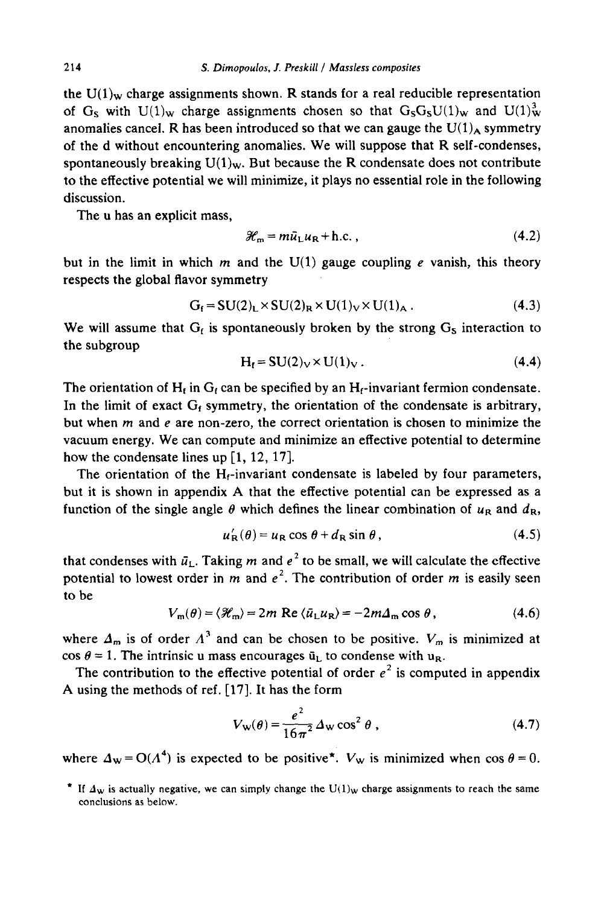the $U(1)_W$ charge assignments shown. R stands for a real reducible representation of $G_S$ with $U(1)_W$ charge assignments chosen so that $G_S G_S U(1)_W$ and $U(1)_W^3$ anomalies cancel. R has been introduced so that we can gauge the $U(1)_A$ symmetry of the d without encountering anomalies. We will suppose that R self-condenses, spontaneously breaking $U(1)_W$. But because the R condensate does not contribute to the effective potential we will minimize, it plays no essential role in the following discussion.

The u has an explicit mass,

$$\mathcal{H}_m = m\bar{u}_L u_R + \text{h.c.}\,, \tag{4.2}$$

but in the limit in which $m$ and the U(1) gauge coupling $e$ vanish, this theory respects the global flavor symmetry

$$G_f = SU(2)_L \times SU(2)_R \times U(1)_V \times U(1)_A\,. \tag{4.3}$$

We will assume that $G_f$ is spontaneously broken by the strong $G_S$ interaction to the subgroup

$$H_f = SU(2)_V \times U(1)_V\,. \tag{4.4}$$

The orientation of $H_f$ in $G_f$ can be specified by an $H_f$-invariant fermion condensate. In the limit of exact $G_f$ symmetry, the orientation of the condensate is arbitrary, but when $m$ and $e$ are non-zero, the correct orientation is chosen to minimize the vacuum energy. We can compute and minimize an effective potential to determine how the condensate lines up [1, 12, 17].

The orientation of the $H_f$-invariant condensate is labeled by four parameters, but it is shown in appendix A that the effective potential can be expressed as a function of the single angle $\theta$ which defines the linear combination of $u_R$ and $d_R$,

$$u_R'(\theta) = u_R \cos\theta + d_R \sin\theta\,, \tag{4.5}$$

that condenses with $\bar{u}_L$. Taking $m$ and $e^2$ to be small, we will calculate the effective potential to lowest order in $m$ and $e^2$. The contribution of order $m$ is easily seen to be

$$V_m(\theta) = \langle \mathcal{H}_m \rangle = 2m\,\text{Re}\,\langle \bar{u}_L u_R \rangle = -2m\Delta_m \cos\theta\,, \tag{4.6}$$

where $\Delta_m$ is of order $\Lambda^3$ and can be chosen to be positive. $V_m$ is minimized at $\cos\theta = 1$. The intrinsic u mass encourages $\bar{u}_L$ to condense with $u_R$.

The contribution to the effective potential of order $e^2$ is computed in appendix A using the methods of ref. [17]. It has the form

$$V_W(\theta) = \frac{e^2}{16\pi^2}\Delta_W \cos^2\theta\,, \tag{4.7}$$

where $\Delta_W = O(\Lambda^4)$ is expected to be positive*. $V_W$ is minimized when $\cos\theta = 0$.

* If $\Delta_W$ is actually negative, we can simply change the $U(1)_W$ charge assignments to reach the same conclusions as below.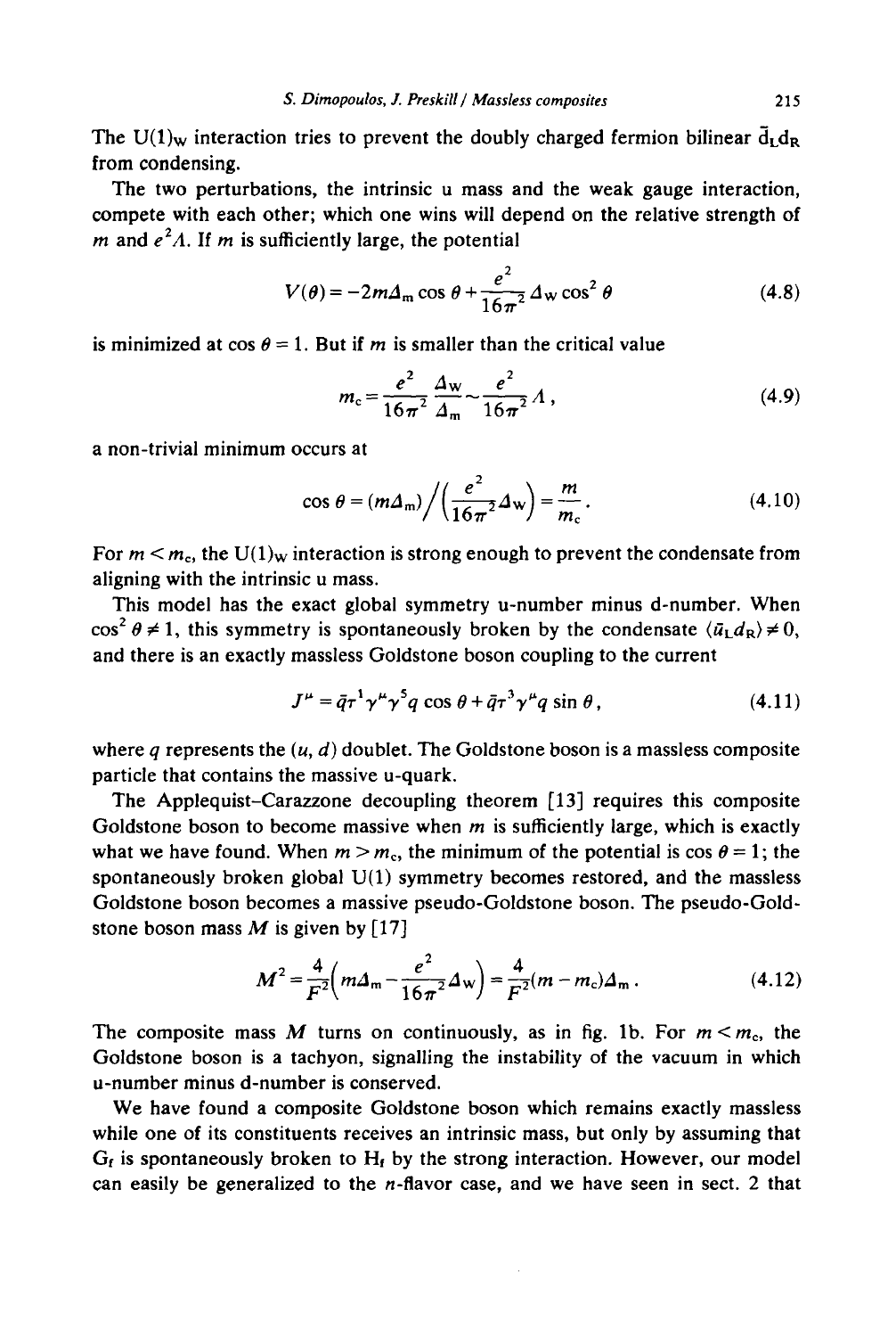The $U(1)_W$ interaction tries to prevent the doubly charged fermion bilinear $\bar{d}_L d_R$ from condensing.

The two perturbations, the intrinsic u mass and the weak gauge interaction, compete with each other; which one wins will depend on the relative strength of $m$ and $e^2\Lambda$. If $m$ is sufficiently large, the potential

$$V(\theta) = -2m\Delta_m \cos\theta + \frac{e^2}{16\pi^2}\Delta_W \cos^2\theta \tag{4.8}$$

is minimized at $\cos\theta = 1$. But if $m$ is smaller than the critical value

$$m_c = \frac{e^2}{16\pi^2}\frac{\Delta_W}{\Delta_m} \sim \frac{e^2}{16\pi^2}\Lambda , \tag{4.9}$$

a non-trivial minimum occurs at

$$\cos\theta = (m\Delta_m)\Big/\left(\frac{e^2}{16\pi^2}\Delta_W\right) = \frac{m}{m_c} . \tag{4.10}$$

For $m < m_c$, the $U(1)_W$ interaction is strong enough to prevent the condensate from aligning with the intrinsic u mass.

This model has the exact global symmetry u-number minus d-number. When $\cos^2\theta \neq 1$, this symmetry is spontaneously broken by the condensate $\langle \bar{u}_L d_R \rangle \neq 0$, and there is an exactly massless Goldstone boson coupling to the current

$$J^\mu = \bar{q}\tau^1\gamma^\mu\gamma^5 q \cos\theta + \bar{q}\tau^3\gamma^\mu q \sin\theta , \tag{4.11}$$

where $q$ represents the $(u, d)$ doublet. The Goldstone boson is a massless composite particle that contains the massive u-quark.

The Applequist–Carazzone decoupling theorem [13] requires this composite Goldstone boson to become massive when $m$ is sufficiently large, which is exactly what we have found. When $m > m_c$, the minimum of the potential is $\cos\theta = 1$; the spontaneously broken global U(1) symmetry becomes restored, and the massless Goldstone boson becomes a massive pseudo-Goldstone boson. The pseudo-Goldstone boson mass $M$ is given by [17]

$$M^2 = \frac{4}{F^2}\left(m\Delta_m - \frac{e^2}{16\pi^2}\Delta_W\right) = \frac{4}{F^2}(m - m_c)\Delta_m . \tag{4.12}$$

The composite mass $M$ turns on continuously, as in fig. 1b. For $m < m_c$, the Goldstone boson is a tachyon, signalling the instability of the vacuum in which u-number minus d-number is conserved.

We have found a composite Goldstone boson which remains exactly massless while one of its constituents receives an intrinsic mass, but only by assuming that $G_f$ is spontaneously broken to $H_f$ by the strong interaction. However, our model can easily be generalized to the $n$-flavor case, and we have seen in sect. 2 that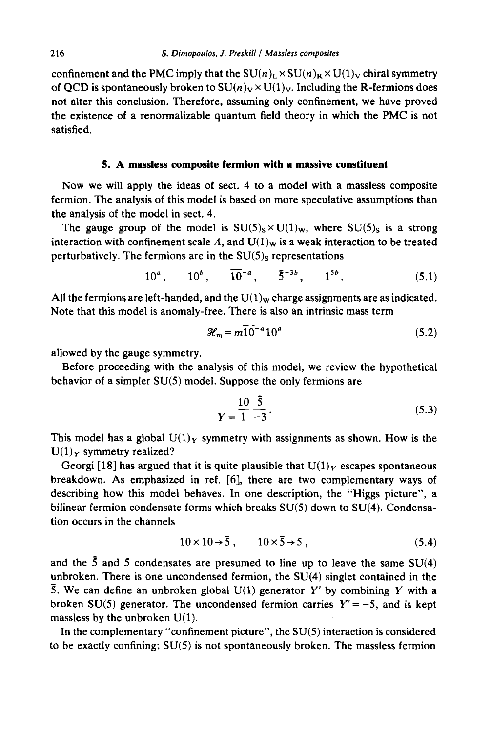confinement and the PMC imply that the $SU(n)_L \times SU(n)_R \times U(1)_V$ chiral symmetry of QCD is spontaneously broken to $SU(n)_V \times U(1)_V$. Including the R-fermions does not alter this conclusion. Therefore, assuming only confinement, we have proved the existence of a renormalizable quantum field theory in which the PMC is not satisfied.

## 5. A massless composite fermion with a massive constituent

Now we will apply the ideas of sect. 4 to a model with a massless composite fermion. The analysis of this model is based on more speculative assumptions than the analysis of the model in sect. 4.

The gauge group of the model is $SU(5)_S \times U(1)_W$, where $SU(5)_S$ is a strong interaction with confinement scale $\Lambda$, and $U(1)_W$ is a weak interaction to be treated perturbatively. The fermions are in the $SU(5)_S$ representations

$$10^a, \qquad 10^b, \qquad \overline{10}^{-a}, \qquad \bar{5}^{-3b}, \qquad 1^{5b}. \tag{5.1}$$

All the fermions are left-handed, and the $U(1)_W$ charge assignments are as indicated. Note that this model is anomaly-free. There is also an intrinsic mass term

$$\mathcal{H}_m = m\overline{10}^{-a}10^a \tag{5.2}$$

allowed by the gauge symmetry.

Before proceeding with the analysis of this model, we review the hypothetical behavior of a simpler SU(5) model. Suppose the only fermions are

$$\begin{array}{ccc} & \underline{10} & \underline{\bar{5}} \\ Y = & 1 & -3 \end{array}. \tag{5.3}$$

This model has a global $U(1)_Y$ symmetry with assignments as shown. How is the $U(1)_Y$ symmetry realized?

Georgi [18] has argued that it is quite plausible that $U(1)_Y$ escapes spontaneous breakdown. As emphasized in ref. [6], there are two complementary ways of describing how this model behaves. In one description, the "Higgs picture", a bilinear fermion condensate forms which breaks SU(5) down to SU(4). Condensation occurs in the channels

$$10 \times 10 \to \bar{5}, \qquad 10 \times \bar{5} \to 5, \tag{5.4}$$

and the $\bar{5}$ and 5 condensates are presumed to line up to leave the same SU(4) unbroken. There is one uncondensed fermion, the SU(4) singlet contained in the $\bar{5}$. We can define an unbroken global U(1) generator $Y'$ by combining $Y$ with a broken SU(5) generator. The uncondensed fermion carries $Y' = -5$, and is kept massless by the unbroken U(1).

In the complementary "confinement picture", the SU(5) interaction is considered to be exactly confining; SU(5) is not spontaneously broken. The massless fermion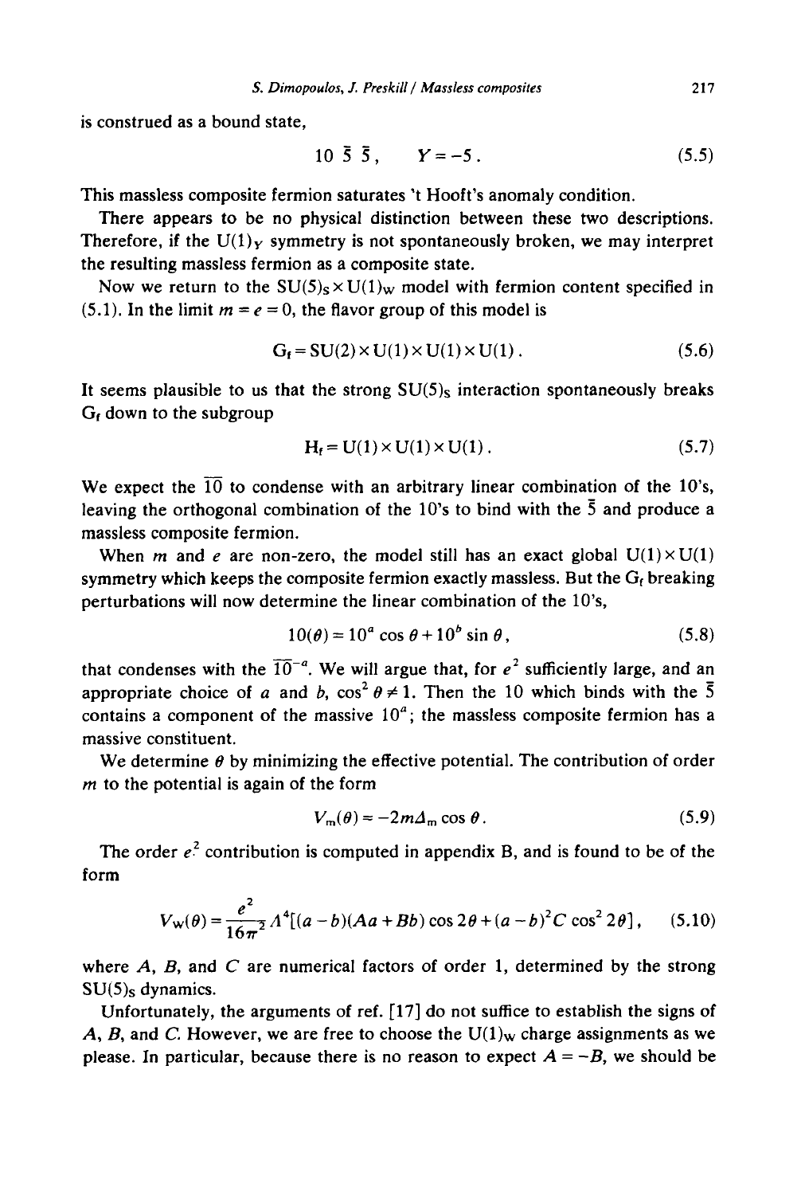is construed as a bound state,

$$10\ \bar{5}\ \bar{5}\,, \qquad Y=-5\,. \tag{5.5}$$

This massless composite fermion saturates 't Hooft's anomaly condition.

There appears to be no physical distinction between these two descriptions. Therefore, if the $U(1)_Y$ symmetry is not spontaneously broken, we may interpret the resulting massless fermion as a composite state.

Now we return to the $SU(5)_S \times U(1)_W$ model with fermion content specified in (5.1). In the limit $m=e=0$, the flavor group of this model is

$$G_f = SU(2)\times U(1)\times U(1)\times U(1)\,. \tag{5.6}$$

It seems plausible to us that the strong $SU(5)_S$ interaction spontaneously breaks $G_f$ down to the subgroup

$$H_f = U(1)\times U(1)\times U(1)\,. \tag{5.7}$$

We expect the $\overline{10}$ to condense with an arbitrary linear combination of the 10's, leaving the orthogonal combination of the 10's to bind with the $\bar{5}$ and produce a massless composite fermion.

When $m$ and $e$ are non-zero, the model still has an exact global $U(1)\times U(1)$ symmetry which keeps the composite fermion exactly massless. But the $G_f$ breaking perturbations will now determine the linear combination of the 10's,

$$10(\theta) = 10^a \cos\theta + 10^b \sin\theta\,, \tag{5.8}$$

that condenses with the $\overline{10}^{-a}$. We will argue that, for $e^2$ sufficiently large, and an appropriate choice of $a$ and $b$, $\cos^2\theta \neq 1$. Then the 10 which binds with the $\bar{5}$ contains a component of the massive $10^a$; the massless composite fermion has a massive constituent.

We determine $\theta$ by minimizing the effective potential. The contribution of order $m$ to the potential is again of the form

$$V_m(\theta) = -2m\Delta_m \cos\theta\,. \tag{5.9}$$

The order $e^2$ contribution is computed in appendix B, and is found to be of the form

$$V_W(\theta) = \frac{e^2}{16\pi^2}\Lambda^4\left[(a-b)(Aa+Bb)\cos 2\theta + (a-b)^2 C\cos^2 2\theta\right], \tag{5.10}$$

where $A$, $B$, and $C$ are numerical factors of order 1, determined by the strong $SU(5)_S$ dynamics.

Unfortunately, the arguments of ref. [17] do not suffice to establish the signs of $A$, $B$, and $C$. However, we are free to choose the $U(1)_W$ charge assignments as we please. In particular, because there is no reason to expect $A=-B$, we should be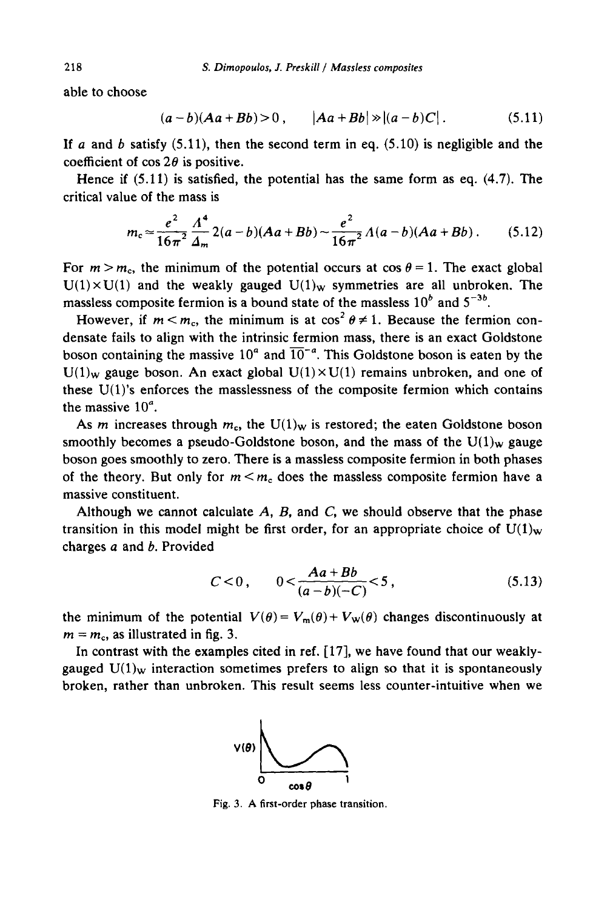able to choose

$$(a-b)(Aa+Bb)>0\,, \qquad |Aa+Bb| \gg |(a-b)C|\,. \tag{5.11}$$

If $a$ and $b$ satisfy (5.11), then the second term in eq. (5.10) is negligible and the coefficient of $\cos 2\theta$ is positive.

Hence if (5.11) is satisfied, the potential has the same form as eq. (4.7). The critical value of the mass is

$$m_c \simeq \frac{e^2}{16\pi^2}\frac{\Lambda^4}{\Delta_m}2(a-b)(Aa+Bb) \sim \frac{e^2}{16\pi^2}\Lambda(a-b)(Aa+Bb)\,. \tag{5.12}$$

For $m > m_c$, the minimum of the potential occurs at $\cos\theta = 1$. The exact global $U(1)\times U(1)$ and the weakly gauged $U(1)_W$ symmetries are all unbroken. The massless composite fermion is a bound state of the massless $10^b$ and $5^{-3b}$.

However, if $m < m_c$, the minimum is at $\cos^2\theta \neq 1$. Because the fermion condensate fails to align with the intrinsic fermion mass, there is an exact Goldstone boson containing the massive $10^a$ and $\overline{10}^{-a}$. This Goldstone boson is eaten by the $U(1)_W$ gauge boson. An exact global $U(1)\times U(1)$ remains unbroken, and one of these U(1)'s enforces the masslessness of the composite fermion which contains the massive $10^a$.

As $m$ increases through $m_c$, the $U(1)_W$ is restored; the eaten Goldstone boson smoothly becomes a pseudo-Goldstone boson, and the mass of the $U(1)_W$ gauge boson goes smoothly to zero. There is a massless composite fermion in both phases of the theory. But only for $m < m_c$ does the massless composite fermion have a massive constituent.

Although we cannot calculate $A$, $B$, and $C$, we should observe that the phase transition in this model might be first order, for an appropriate choice of $U(1)_W$ charges $a$ and $b$. Provided

$$C<0\,, \qquad 0<\frac{Aa+Bb}{(a-b)(-C)}<5\,, \tag{5.13}$$

the minimum of the potential $V(\theta) = V_m(\theta) + V_W(\theta)$ changes discontinuously at $m = m_c$, as illustrated in fig. 3.

In contrast with the examples cited in ref. [17], we have found that our weakly-gauged $U(1)_W$ interaction sometimes prefers to align so that it is spontaneously broken, rather than unbroken. This result seems less counter-intuitive when we

Fig. 3. A first-order phase transition.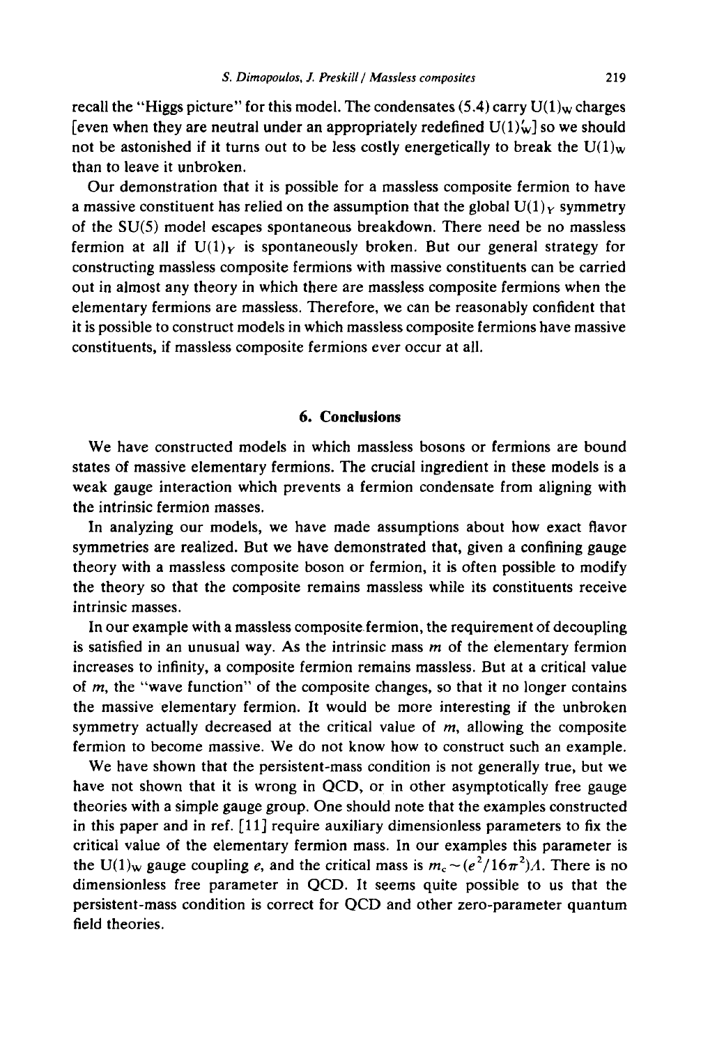recall the "Higgs picture" for this model. The condensates (5.4) carry $U(1)_W$ charges [even when they are neutral under an appropriately redefined $U(1)'_W$] so we should not be astonished if it turns out to be less costly energetically to break the $U(1)_W$ than to leave it unbroken.

Our demonstration that it is possible for a massless composite fermion to have a massive constituent has relied on the assumption that the global $U(1)_Y$ symmetry of the SU(5) model escapes spontaneous breakdown. There need be no massless fermion at all if $U(1)_Y$ is spontaneously broken. But our general strategy for constructing massless composite fermions with massive constituents can be carried out in almost any theory in which there are massless composite fermions when the elementary fermions are massless. Therefore, we can be reasonably confident that it is possible to construct models in which massless composite fermions have massive constituents, if massless composite fermions ever occur at all.

## 6. Conclusions

We have constructed models in which massless bosons or fermions are bound states of massive elementary fermions. The crucial ingredient in these models is a weak gauge interaction which prevents a fermion condensate from aligning with the intrinsic fermion masses.

In analyzing our models, we have made assumptions about how exact flavor symmetries are realized. But we have demonstrated that, given a confining gauge theory with a massless composite boson or fermion, it is often possible to modify the theory so that the composite remains massless while its constituents receive intrinsic masses.

In our example with a massless composite fermion, the requirement of decoupling is satisfied in an unusual way. As the intrinsic mass $m$ of the elementary fermion increases to infinity, a composite fermion remains massless. But at a critical value of $m$, the "wave function" of the composite changes, so that it no longer contains the massive elementary fermion. It would be more interesting if the unbroken symmetry actually decreased at the critical value of $m$, allowing the composite fermion to become massive. We do not know how to construct such an example.

We have shown that the persistent-mass condition is not generally true, but we have not shown that it is wrong in QCD, or in other asymptotically free gauge theories with a simple gauge group. One should note that the examples constructed in this paper and in ref. [11] require auxiliary dimensionless parameters to fix the critical value of the elementary fermion mass. In our examples this parameter is the $U(1)_W$ gauge coupling $e$, and the critical mass is $m_c \sim (e^2/16\pi^2)\Lambda$. There is no dimensionless free parameter in QCD. It seems quite possible to us that the persistent-mass condition is correct for QCD and other zero-parameter quantum field theories.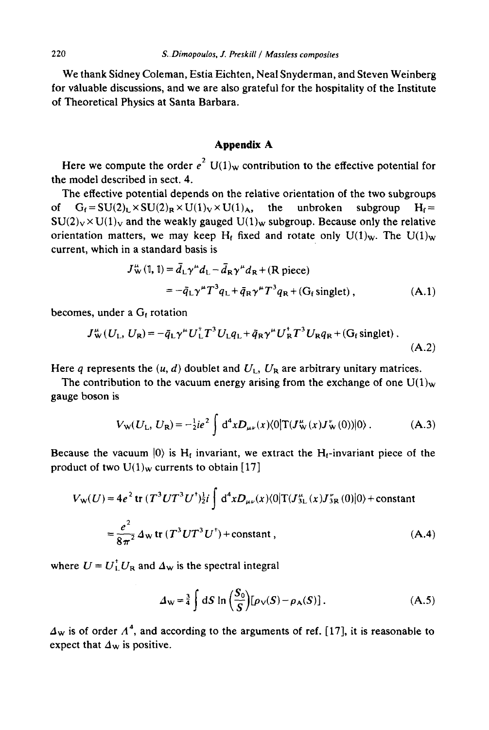We thank Sidney Coleman, Estia Eichten, Neal Snyderman, and Steven Weinberg for valuable discussions, and we are also grateful for the hospitality of the Institute of Theoretical Physics at Santa Barbara.

## Appendix A

Here we compute the order $e^2$ $U(1)_W$ contribution to the effective potential for the model described in sect. 4.

The effective potential depends on the relative orientation of the two subgroups of $G_f = SU(2)_L \times SU(2)_R \times U(1)_V \times U(1)_A$, the unbroken subgroup $H_f = SU(2)_V \times U(1)_V$ and the weakly gauged $U(1)_W$ subgroup. Because only the relative orientation matters, we may keep $H_f$ fixed and rotate only $U(1)_W$. The $U(1)_W$ current, which in a standard basis is

$$
\begin{aligned}
J^{\mu}_{W}(\mathbb{1}, \mathbb{1}) &= \bar{d}_L \gamma^{\mu} d_L - \bar{d}_R \gamma^{\mu} d_R + (\text{R piece}) \\
&= -\bar{q}_L \gamma^{\mu} T^3 q_L + \bar{q}_R \gamma^{\mu} T^3 q_R + (G_f\ \text{singlet})\,, \qquad \text{(A.1)}
\end{aligned}
$$

becomes, under a $G_f$ rotation

$$
J^{\mu}_{W}(U_L, U_R) = -\bar{q}_L \gamma^{\mu} U_L^{\dagger} T^3 U_L q_L + \bar{q}_R \gamma^{\mu} U_R^{\dagger} T^3 U_R q_R + (G_f\ \text{singlet})\,. \qquad \text{(A.2)}
$$

Here $q$ represents the $(u, d)$ doublet and $U_L$, $U_R$ are arbitrary unitary matrices.

The contribution to the vacuum energy arising from the exchange of one $U(1)_W$ gauge boson is

$$
V_W(U_L, U_R) = -\tfrac{1}{2} i e^2 \int d^4x D_{\mu\nu}(x) \langle 0 | T(J^{\mu}_{W}(x) J^{\nu}_{W}(0)) | 0 \rangle\,. \qquad \text{(A.3)}
$$

Because the vacuum $|0\rangle$ is $H_f$ invariant, we extract the $H_f$-invariant piece of the product of two $U(1)_W$ currents to obtain [17]

$$
\begin{aligned}
V_W(U) &= 4e^2\, \mathrm{tr}\,(T^3 U T^3 U^{\dagger}) \tfrac{1}{2} i \int d^4x D_{\mu\nu}(x) \langle 0 | T(J^{\mu}_{3L}(x) J^{\nu}_{3R}(0)) | 0 \rangle + \text{constant} \\
&= \frac{e^2}{8\pi^2} \Delta_W\, \mathrm{tr}\,(T^3 U T^3 U^{\dagger}) + \text{constant}\,, \qquad \text{(A.4)}
\end{aligned}
$$

where $U = U_L^{\dagger} U_R$ and $\Delta_W$ is the spectral integral

$$
\Delta_W = \tfrac{3}{4} \int dS \ln\left(\frac{S_0}{S}\right) [\rho_V(S) - \rho_A(S)]\,. \qquad \text{(A.5)}
$$

$\Delta_W$ is of order $\Lambda^4$, and according to the arguments of ref. [17], it is reasonable to expect that $\Delta_W$ is positive.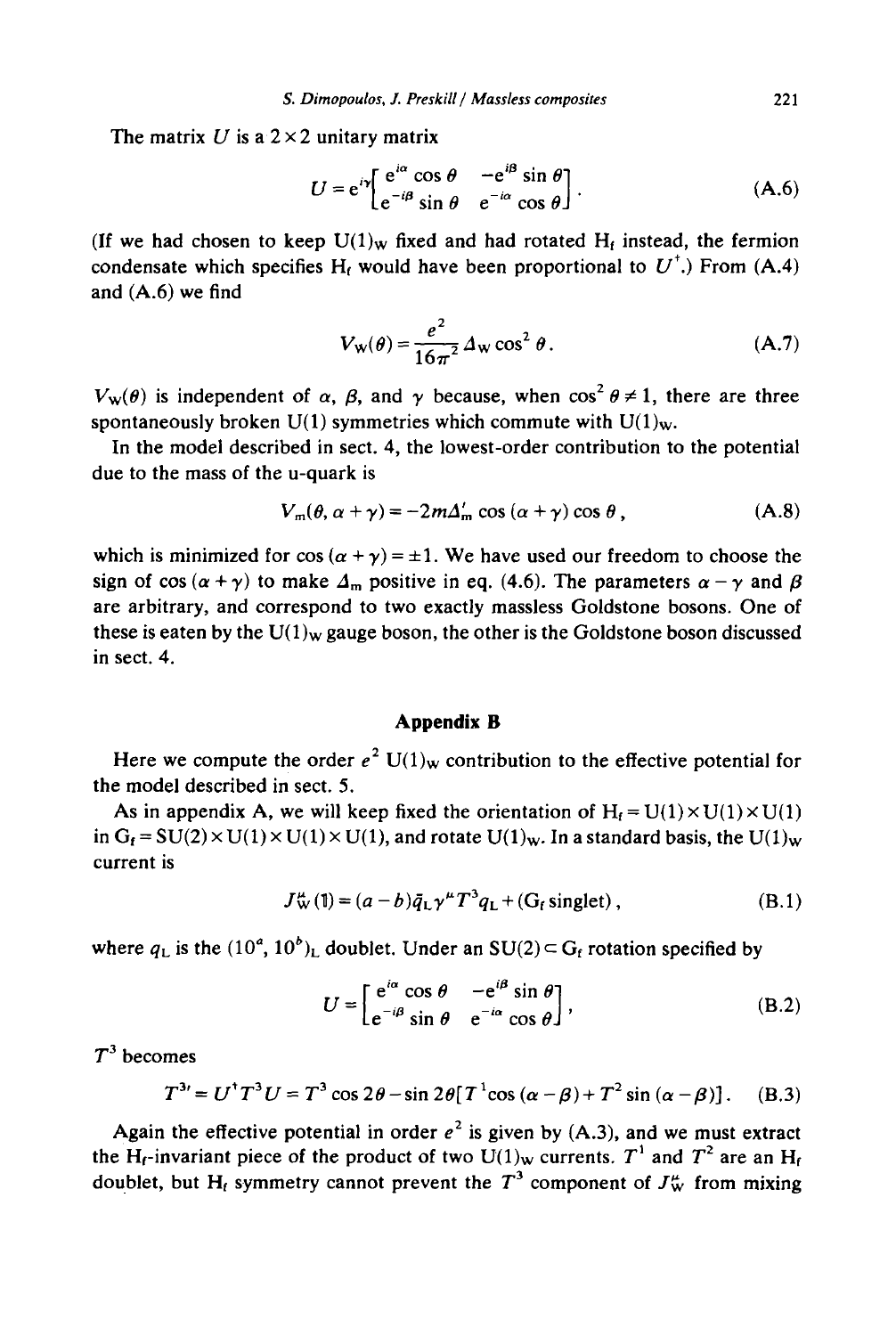The matrix $U$ is a $2\times 2$ unitary matrix

$$U = e^{i\gamma}\begin{bmatrix} e^{i\alpha}\cos\theta & -e^{i\beta}\sin\theta \\ e^{-i\beta}\sin\theta & e^{-i\alpha}\cos\theta \end{bmatrix}. \tag{A.6}$$

(If we had chosen to keep $U(1)_W$ fixed and had rotated $H_f$ instead, the fermion condensate which specifies $H_f$ would have been proportional to $U^\dagger$.) From (A.4) and (A.6) we find

$$V_W(\theta) = \frac{e^2}{16\pi^2}\Delta_W \cos^2\theta. \tag{A.7}$$

$V_W(\theta)$ is independent of $\alpha$, $\beta$, and $\gamma$ because, when $\cos^2\theta \neq 1$, there are three spontaneously broken U(1) symmetries which commute with $U(1)_W$.

In the model described in sect. 4, the lowest-order contribution to the potential due to the mass of the u-quark is

$$V_m(\theta, \alpha+\gamma) = -2m\Delta'_m \cos(\alpha+\gamma)\cos\theta, \tag{A.8}$$

which is minimized for $\cos(\alpha+\gamma) = \pm 1$. We have used our freedom to choose the sign of $\cos(\alpha+\gamma)$ to make $\Delta_m$ positive in eq. (4.6). The parameters $\alpha-\gamma$ and $\beta$ are arbitrary, and correspond to two exactly massless Goldstone bosons. One of these is eaten by the $U(1)_W$ gauge boson, the other is the Goldstone boson discussed in sect. 4.

## Appendix B

Here we compute the order $e^2$ $U(1)_W$ contribution to the effective potential for the model described in sect. 5.

As in appendix A, we will keep fixed the orientation of $H_f = U(1)\times U(1)\times U(1)$ in $G_f = SU(2)\times U(1)\times U(1)\times U(1)$, and rotate $U(1)_W$. In a standard basis, the $U(1)_W$ current is

$$J^\mu_W(\mathbb{1}) = (a-b)\bar{q}_L\gamma^\mu T^3 q_L + (G_f\,\text{singlet}), \tag{B.1}$$

where $q_L$ is the $(10^a, 10^b)_L$ doublet. Under an $SU(2)\subset G_f$ rotation specified by

$$U = \begin{bmatrix} e^{i\alpha}\cos\theta & -e^{i\beta}\sin\theta \\ e^{-i\beta}\sin\theta & e^{-i\alpha}\cos\theta \end{bmatrix}, \tag{B.2}$$

$T^3$ becomes

$$T^{3\prime} = U^\dagger T^3 U = T^3\cos 2\theta - \sin 2\theta[T^1\cos(\alpha-\beta) + T^2\sin(\alpha-\beta)]. \tag{B.3}$$

Again the effective potential in order $e^2$ is given by (A.3), and we must extract the $H_f$-invariant piece of the product of two $U(1)_W$ currents. $T^1$ and $T^2$ are an $H_f$ doublet, but $H_f$ symmetry cannot prevent the $T^3$ component of $J^\mu_W$ from mixing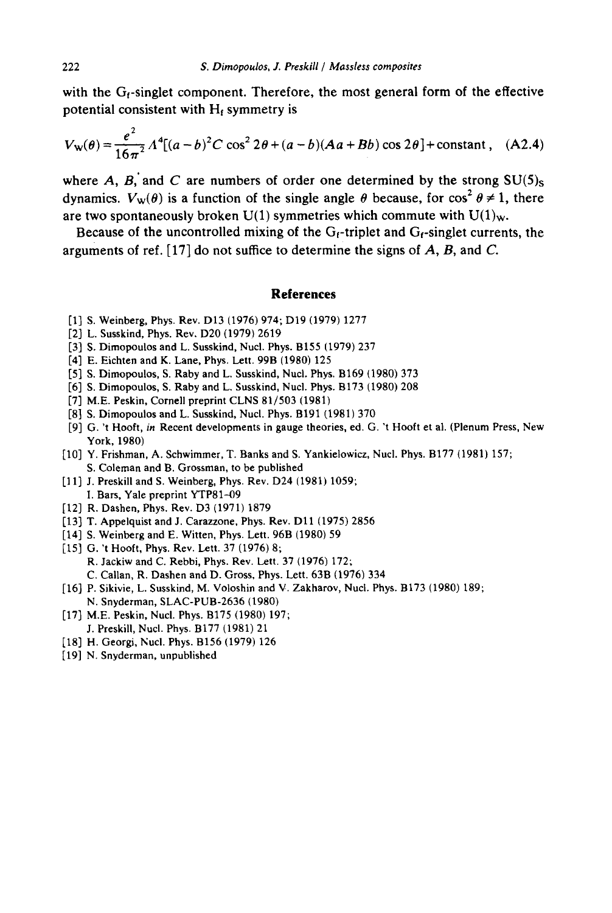with the $G_f$-singlet component. Therefore, the most general form of the effective potential consistent with $H_f$ symmetry is

$$V_W(\theta) = \frac{e^2}{16\pi^2} \Lambda^4 [(a-b)^2 C \cos^2 2\theta + (a-b)(Aa+Bb)\cos 2\theta] + \text{constant}\,, \quad \text{(A2.4)}$$

where $A$, $B$, and $C$ are numbers of order one determined by the strong $SU(5)_S$ dynamics. $V_W(\theta)$ is a function of the single angle $\theta$ because, for $\cos^2\theta \neq 1$, there are two spontaneously broken $U(1)$ symmetries which commute with $U(1)_W$.

Because of the uncontrolled mixing of the $G_f$-triplet and $G_f$-singlet currents, the arguments of ref. [17] do not suffice to determine the signs of $A$, $B$, and $C$.

## References

[1] S. Weinberg, Phys. Rev. D13 (1976) 974; D19 (1979) 1277

[2] L. Susskind, Phys. Rev. D20 (1979) 2619

[3] S. Dimopoulos and L. Susskind, Nucl. Phys. B155 (1979) 237

[4] E. Eichten and K. Lane, Phys. Lett. 99B (1980) 125

[5] S. Dimopoulos, S. Raby and L. Susskind, Nucl. Phys. B169 (1980) 373

[6] S. Dimopoulos, S. Raby and L. Susskind, Nucl. Phys. B173 (1980) 208

[7] M.E. Peskin, Cornell preprint CLNS 81/503 (1981)

[8] S. Dimopoulos and L. Susskind, Nucl. Phys. B191 (1981) 370

[9] G. 't Hooft, *in* Recent developments in gauge theories, ed. G. 't Hooft et al. (Plenum Press, New York, 1980)

[10] Y. Frishman, A. Schwimmer, T. Banks and S. Yankielowicz, Nucl. Phys. B177 (1981) 157; S. Coleman and B. Grossman, to be published

[11] J. Preskill and S. Weinberg, Phys. Rev. D24 (1981) 1059; I. Bars, Yale preprint YTP81-09

[12] R. Dashen, Phys. Rev. D3 (1971) 1879

[13] T. Appelquist and J. Carazzone, Phys. Rev. D11 (1975) 2856

[14] S. Weinberg and E. Witten, Phys. Lett. 96B (1980) 59

[15] G. 't Hooft, Phys. Rev. Lett. 37 (1976) 8; R. Jackiw and C. Rebbi, Phys. Rev. Lett. 37 (1976) 172; C. Callan, R. Dashen and D. Gross, Phys. Lett. 63B (1976) 334

[16] P. Sikivie, L. Susskind, M. Voloshin and V. Zakharov, Nucl. Phys. B173 (1980) 189; N. Snyderman, SLAC-PUB-2636 (1980)

[17] M.E. Peskin, Nucl. Phys. B175 (1980) 197; J. Preskill, Nucl. Phys. B177 (1981) 21

[18] H. Georgi, Nucl. Phys. B156 (1979) 126

[19] N. Snyderman, unpublished